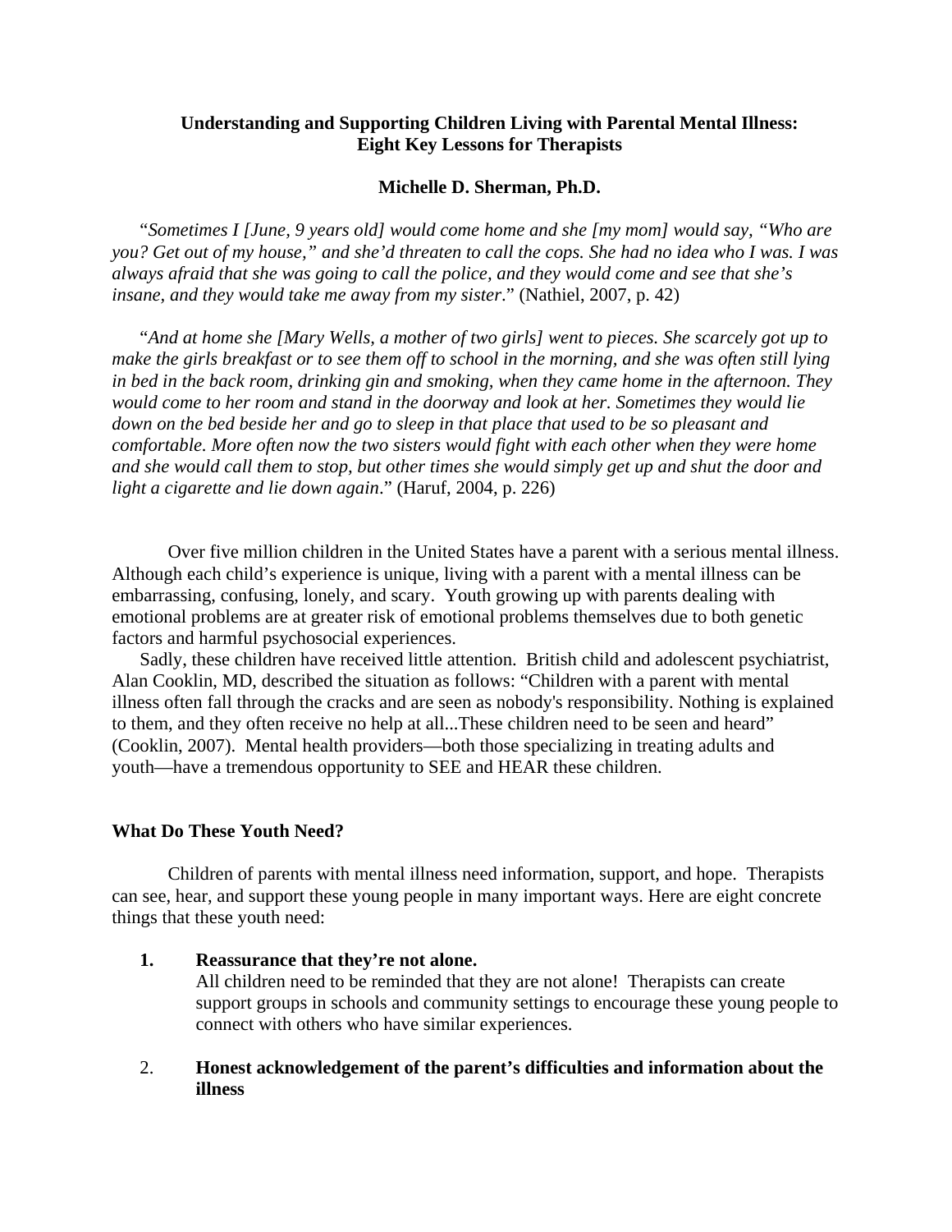**Understanding and Supporting Children Living with Parental Mental Illness: Eight Key Lessons for Therapists**

**Michelle D. Sherman, Ph.D.**

"*Sometimes I [June, 9 years old] would come home and she [my mom] would say, "Who are you? Get out of my house," and she'd threaten to call the cops. She had no idea who I was. I was always afraid that she was going to call the police, and they would come and see that she's insane, and they would take me away from my sister*." (Nathiel, 2007, p. 42)

"*And at home she [Mary Wells, a mother of two girls] went to pieces. She scarcely got up to make the girls breakfast or to see them off to school in the morning, and she was often still lying in bed in the back room, drinking gin and smoking, when they came home in the afternoon. They would come to her room and stand in the doorway and look at her. Sometimes they would lie down on the bed beside her and go to sleep in that place that used to be so pleasant and comfortable. More often now the two sisters would fight with each other when they were home and she would call them to stop, but other times she would simply get up and shut the door and light a cigarette and lie down again*." (Haruf, 2004, p. 226)

Over five million children in the United States have a parent with a serious mental illness. Although each child's experience is unique, living with a parent with a mental illness can be embarrassing, confusing, lonely, and scary. Youth growing up with parents dealing with emotional problems are at greater risk of emotional problems themselves due to both genetic factors and harmful psychosocial experiences.

Sadly, these children have received little attention. British child and adolescent psychiatrist, Alan Cooklin, MD, described the situation as follows: "Children with a parent with mental illness often fall through the cracks and are seen as nobody's responsibility. Nothing is explained to them, and they often receive no help at all...These children need to be seen and heard" (Cooklin, 2007). Mental health providers—both those specializing in treating adults and youth—have a tremendous opportunity to SEE and HEAR these children.

**What Do These Youth Need?**

Children of parents with mental illness need information, support, and hope. Therapists can see, hear, and support these young people in many important ways. Here are eight concrete things that these youth need:

1. **Reassurance that they're not alone.**
   All children need to be reminded that they are not alone! Therapists can create support groups in schools and community settings to encourage these young people to connect with others who have similar experiences.

2. **Honest acknowledgement of the parent's difficulties and information about the illness**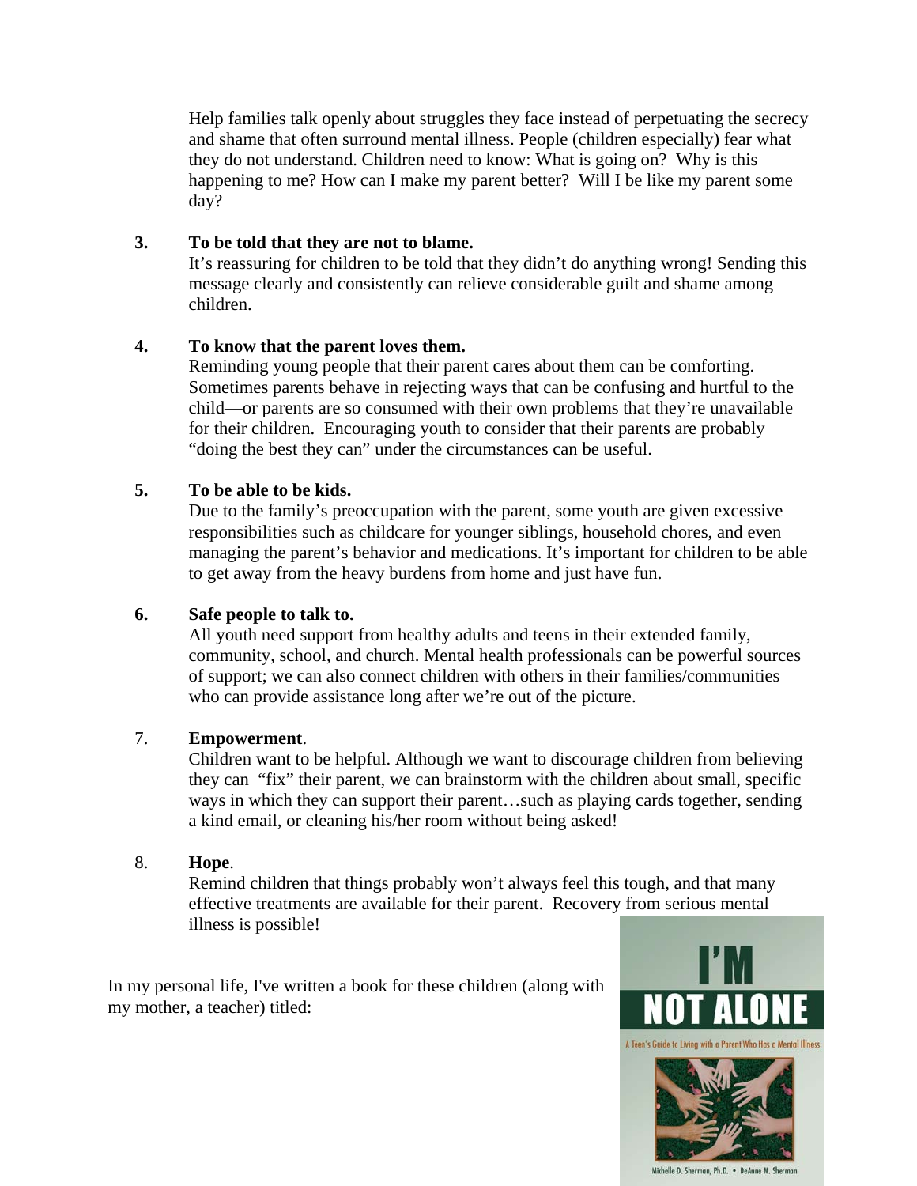Help families talk openly about struggles they face instead of perpetuating the secrecy and shame that often surround mental illness. People (children especially) fear what they do not understand. Children need to know: What is going on? Why is this happening to me? How can I make my parent better? Will I be like my parent some day?

3. **To be told that they are not to blame.**
   It's reassuring for children to be told that they didn't do anything wrong! Sending this message clearly and consistently can relieve considerable guilt and shame among children.

4. **To know that the parent loves them.**
   Reminding young people that their parent cares about them can be comforting. Sometimes parents behave in rejecting ways that can be confusing and hurtful to the child—or parents are so consumed with their own problems that they're unavailable for their children. Encouraging youth to consider that their parents are probably "doing the best they can" under the circumstances can be useful.

5. **To be able to be kids.**
   Due to the family's preoccupation with the parent, some youth are given excessive responsibilities such as childcare for younger siblings, household chores, and even managing the parent's behavior and medications. It's important for children to be able to get away from the heavy burdens from home and just have fun.

6. **Safe people to talk to.**
   All youth need support from healthy adults and teens in their extended family, community, school, and church. Mental health professionals can be powerful sources of support; we can also connect children with others in their families/communities who can provide assistance long after we're out of the picture.

7. **Empowerment**.
   Children want to be helpful. Although we want to discourage children from believing they can "fix" their parent, we can brainstorm with the children about small, specific ways in which they can support their parent…such as playing cards together, sending a kind email, or cleaning his/her room without being asked!

8. **Hope**.
   Remind children that things probably won't always feel this tough, and that many effective treatments are available for their parent. Recovery from serious mental illness is possible!

In my personal life, I've written a book for these children (along with my mother, a teacher) titled:

I'M NOT ALONE

A Teen's Guide to Living with a Parent Who Has a Mental Illness

Michelle D. Sherman, Ph.D. • DeAnne M. Sherman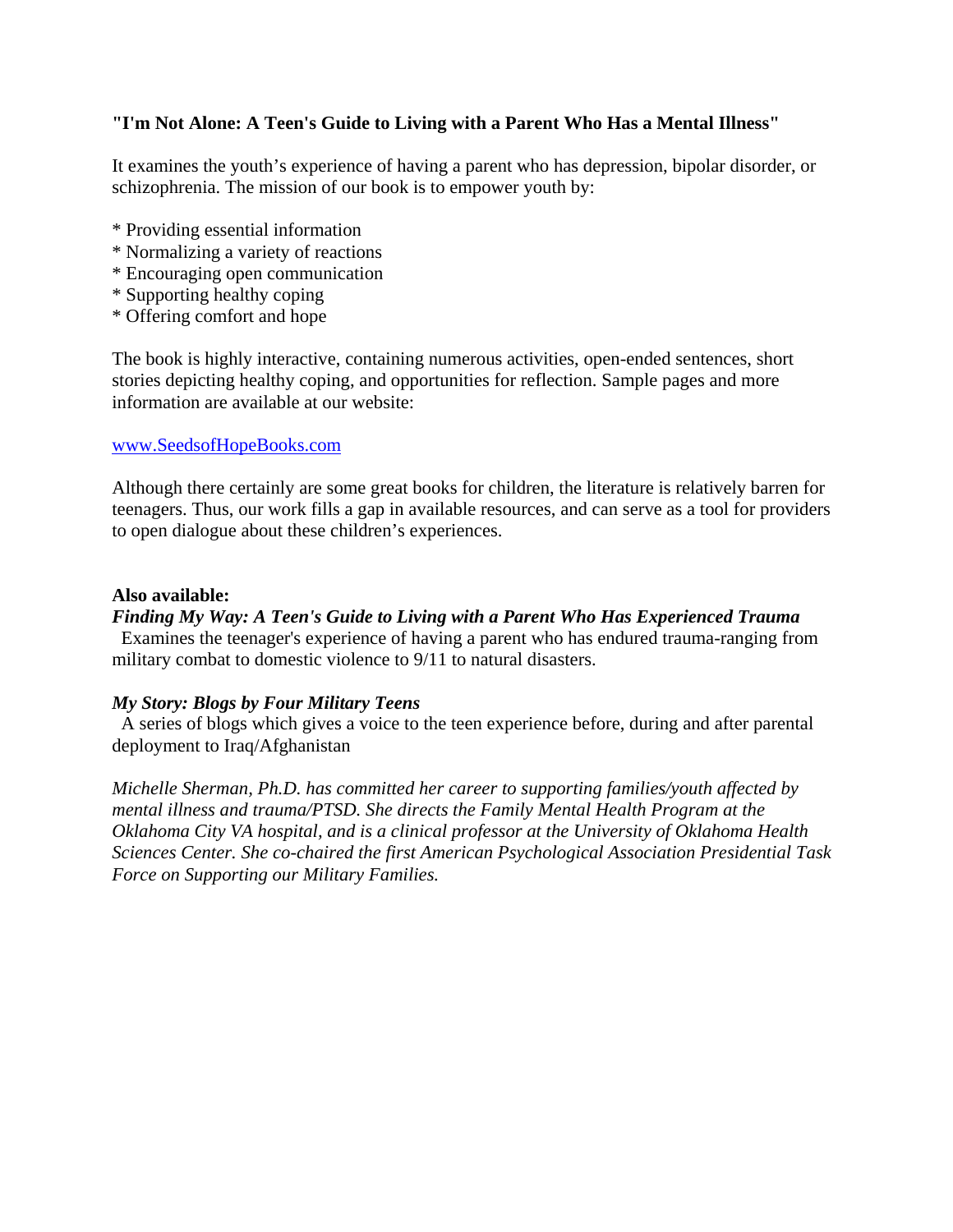**"I'm Not Alone: A Teen's Guide to Living with a Parent Who Has a Mental Illness"**

It examines the youth's experience of having a parent who has depression, bipolar disorder, or schizophrenia. The mission of our book is to empower youth by:

* Providing essential information
* Normalizing a variety of reactions
* Encouraging open communication
* Supporting healthy coping
* Offering comfort and hope

The book is highly interactive, containing numerous activities, open-ended sentences, short stories depicting healthy coping, and opportunities for reflection. Sample pages and more information are available at our website:

[www.SeedsofHopeBooks.com](http://www.SeedsofHopeBooks.com)

Although there certainly are some great books for children, the literature is relatively barren for teenagers. Thus, our work fills a gap in available resources, and can serve as a tool for providers to open dialogue about these children's experiences.

**Also available:**

***Finding My Way: A Teen's Guide to Living with a Parent Who Has Experienced Trauma***
Examines the teenager's experience of having a parent who has endured trauma-ranging from military combat to domestic violence to 9/11 to natural disasters.

***My Story: Blogs by Four Military Teens***
A series of blogs which gives a voice to the teen experience before, during and after parental deployment to Iraq/Afghanistan

*Michelle Sherman, Ph.D. has committed her career to supporting families/youth affected by mental illness and trauma/PTSD. She directs the Family Mental Health Program at the Oklahoma City VA hospital, and is a clinical professor at the University of Oklahoma Health Sciences Center. She co-chaired the first American Psychological Association Presidential Task Force on Supporting our Military Families.*